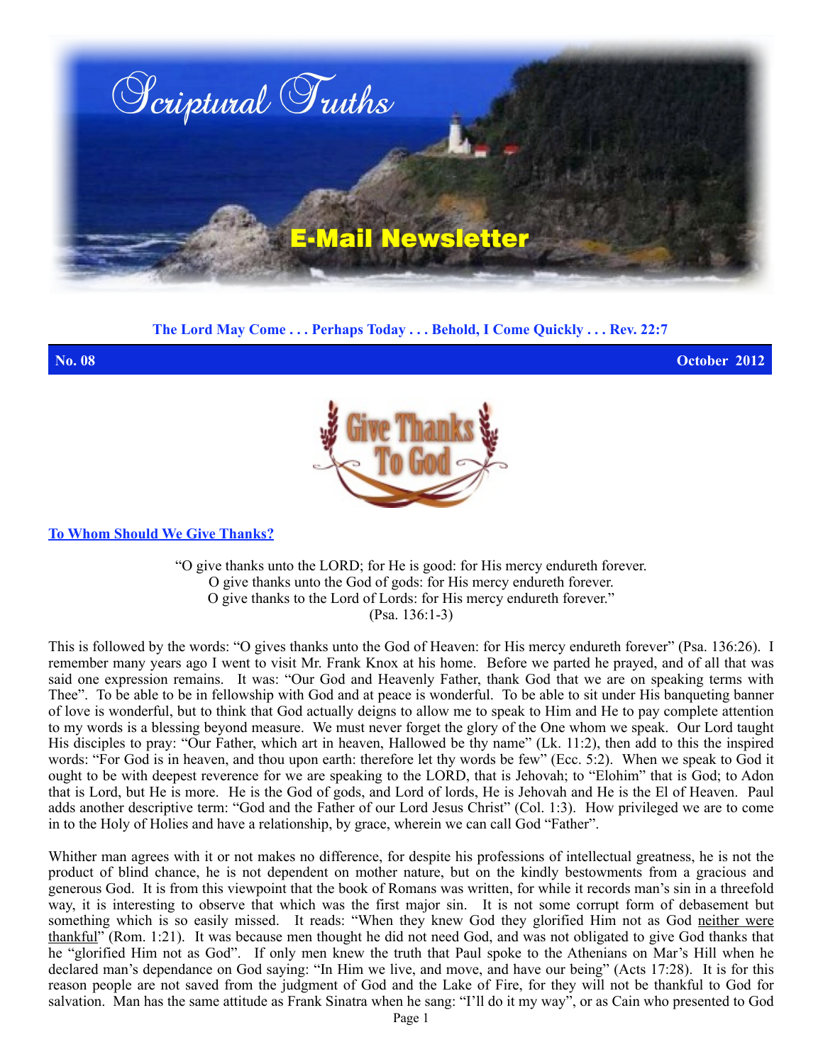# Scriptural Truths

## E-Mail Newsletter

**The Lord May Come . . . Perhaps Today . . . Behold, I Come Quickly . . . Rev. 22:7**

**No. 08** **October 2012**

Give Thanks To God

### To Whom Should We Give Thanks?

"O give thanks unto the LORD; for He is good: for His mercy endureth forever.
O give thanks unto the God of gods: for His mercy endureth forever.
O give thanks to the Lord of Lords: for His mercy endureth forever."
(Psa. 136:1-3)

This is followed by the words: "O gives thanks unto the God of Heaven: for His mercy endureth forever" (Psa. 136:26). I remember many years ago I went to visit Mr. Frank Knox at his home. Before we parted he prayed, and of all that was said one expression remains. It was: "Our God and Heavenly Father, thank God that we are on speaking terms with Thee". To be able to be in fellowship with God and at peace is wonderful. To be able to sit under His banqueting banner of love is wonderful, but to think that God actually deigns to allow me to speak to Him and He to pay complete attention to my words is a blessing beyond measure. We must never forget the glory of the One whom we speak. Our Lord taught His disciples to pray: "Our Father, which art in heaven, Hallowed be thy name" (Lk. 11:2), then add to this the inspired words: "For God is in heaven, and thou upon earth: therefore let thy words be few" (Ecc. 5:2). When we speak to God it ought to be with deepest reverence for we are speaking to the LORD, that is Jehovah; to "Elohim" that is God; to Adon that is Lord, but He is more. He is the God of gods, and Lord of lords, He is Jehovah and He is the El of Heaven. Paul adds another descriptive term: "God and the Father of our Lord Jesus Christ" (Col. 1:3). How privileged we are to come in to the Holy of Holies and have a relationship, by grace, wherein we can call God "Father".

Whither man agrees with it or not makes no difference, for despite his professions of intellectual greatness, he is not the product of blind chance, he is not dependent on mother nature, but on the kindly bestowments from a gracious and generous God. It is from this viewpoint that the book of Romans was written, for while it records man's sin in a threefold way, it is interesting to observe that which was the first major sin. It is not some corrupt form of debasement but something which is so easily missed. It reads: "When they knew God they glorified Him not as God neither were thankful" (Rom. 1:21). It was because men thought he did not need God, and was not obligated to give God thanks that he "glorified Him not as God". If only men knew the truth that Paul spoke to the Athenians on Mar's Hill when he declared man's dependance on God saying: "In Him we live, and move, and have our being" (Acts 17:28). It is for this reason people are not saved from the judgment of God and the Lake of Fire, for they will not be thankful to God for salvation. Man has the same attitude as Frank Sinatra when he sang: "I'll do it my way", or as Cain who presented to God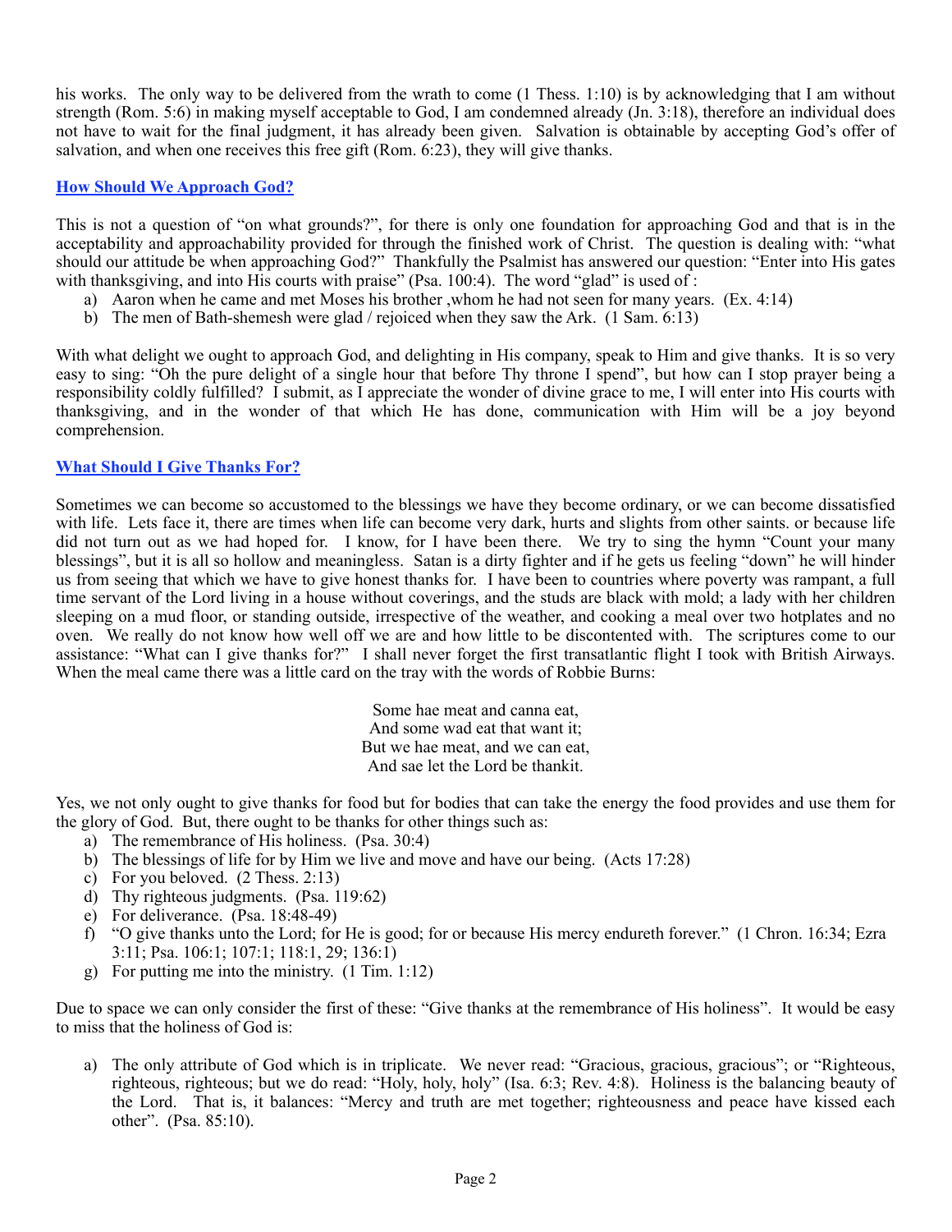his works. The only way to be delivered from the wrath to come (1 Thess. 1:10) is by acknowledging that I am without strength (Rom. 5:6) in making myself acceptable to God, I am condemned already (Jn. 3:18), therefore an individual does not have to wait for the final judgment, it has already been given. Salvation is obtainable by accepting God's offer of salvation, and when one receives this free gift (Rom. 6:23), they will give thanks.

## **How Should We Approach God?**

This is not a question of "on what grounds?", for there is only one foundation for approaching God and that is in the acceptability and approachability provided for through the finished work of Christ. The question is dealing with: "what should our attitude be when approaching God?" Thankfully the Psalmist has answered our question: "Enter into His gates with thanksgiving, and into His courts with praise" (Psa. 100:4). The word "glad" is used of :

a) Aaron when he came and met Moses his brother ,whom he had not seen for many years. (Ex. 4:14)
b) The men of Bath-shemesh were glad / rejoiced when they saw the Ark. (1 Sam. 6:13)

With what delight we ought to approach God, and delighting in His company, speak to Him and give thanks. It is so very easy to sing: "Oh the pure delight of a single hour that before Thy throne I spend", but how can I stop prayer being a responsibility coldly fulfilled? I submit, as I appreciate the wonder of divine grace to me, I will enter into His courts with thanksgiving, and in the wonder of that which He has done, communication with Him will be a joy beyond comprehension.

## **What Should I Give Thanks For?**

Sometimes we can become so accustomed to the blessings we have they become ordinary, or we can become dissatisfied with life. Lets face it, there are times when life can become very dark, hurts and slights from other saints. or because life did not turn out as we had hoped for. I know, for I have been there. We try to sing the hymn "Count your many blessings", but it is all so hollow and meaningless. Satan is a dirty fighter and if he gets us feeling "down" he will hinder us from seeing that which we have to give honest thanks for. I have been to countries where poverty was rampant, a full time servant of the Lord living in a house without coverings, and the studs are black with mold; a lady with her children sleeping on a mud floor, or standing outside, irrespective of the weather, and cooking a meal over two hotplates and no oven. We really do not know how well off we are and how little to be discontented with. The scriptures come to our assistance: "What can I give thanks for?" I shall never forget the first transatlantic flight I took with British Airways. When the meal came there was a little card on the tray with the words of Robbie Burns:

> Some hae meat and canna eat,
> And some wad eat that want it;
> But we hae meat, and we can eat,
> And sae let the Lord be thankit.

Yes, we not only ought to give thanks for food but for bodies that can take the energy the food provides and use them for the glory of God. But, there ought to be thanks for other things such as:

a) The remembrance of His holiness. (Psa. 30:4)
b) The blessings of life for by Him we live and move and have our being. (Acts 17:28)
c) For you beloved. (2 Thess. 2:13)
d) Thy righteous judgments. (Psa. 119:62)
e) For deliverance. (Psa. 18:48-49)
f) "O give thanks unto the Lord; for He is good; for or because His mercy endureth forever." (1 Chron. 16:34; Ezra 3:11; Psa. 106:1; 107:1; 118:1, 29; 136:1)
g) For putting me into the ministry. (1 Tim. 1:12)

Due to space we can only consider the first of these: "Give thanks at the remembrance of His holiness". It would be easy to miss that the holiness of God is:

a) The only attribute of God which is in triplicate. We never read: "Gracious, gracious, gracious"; or "Righteous, righteous, righteous; but we do read: "Holy, holy, holy" (Isa. 6:3; Rev. 4:8). Holiness is the balancing beauty of the Lord. That is, it balances: "Mercy and truth are met together; righteousness and peace have kissed each other". (Psa. 85:10).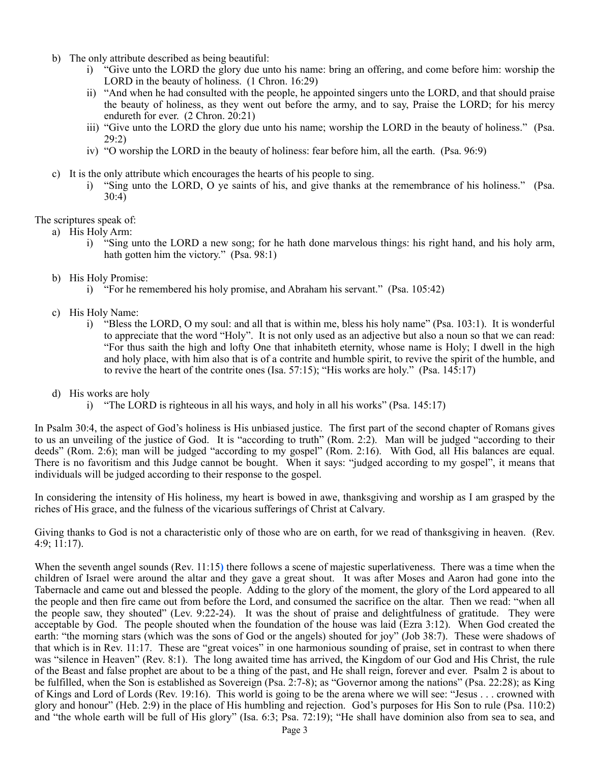b) The only attribute described as being beautiful:
   i) "Give unto the LORD the glory due unto his name: bring an offering, and come before him: worship the LORD in the beauty of holiness. (1 Chron. 16:29)
   ii) "And when he had consulted with the people, he appointed singers unto the LORD, and that should praise the beauty of holiness, as they went out before the army, and to say, Praise the LORD; for his mercy endureth for ever. (2 Chron. 20:21)
   iii) "Give unto the LORD the glory due unto his name; worship the LORD in the beauty of holiness." (Psa. 29:2)
   iv) "O worship the LORD in the beauty of holiness: fear before him, all the earth. (Psa. 96:9)

c) It is the only attribute which encourages the hearts of his people to sing.
   i) "Sing unto the LORD, O ye saints of his, and give thanks at the remembrance of his holiness." (Psa. 30:4)

The scriptures speak of:

a) His Holy Arm:
   i) "Sing unto the LORD a new song; for he hath done marvelous things: his right hand, and his holy arm, hath gotten him the victory." (Psa. 98:1)

b) His Holy Promise:
   i) "For he remembered his holy promise, and Abraham his servant." (Psa. 105:42)

c) His Holy Name:
   i) "Bless the LORD, O my soul: and all that is within me, bless his holy name" (Psa. 103:1). It is wonderful to appreciate that the word "Holy". It is not only used as an adjective but also a noun so that we can read: "For thus saith the high and lofty One that inhabiteth eternity, whose name is Holy; I dwell in the high and holy place, with him also that is of a contrite and humble spirit, to revive the spirit of the humble, and to revive the heart of the contrite ones (Isa. 57:15); "His works are holy." (Psa. 145:17)

d) His works are holy
   i) "The LORD is righteous in all his ways, and holy in all his works" (Psa. 145:17)

In Psalm 30:4, the aspect of God's holiness is His unbiased justice. The first part of the second chapter of Romans gives to us an unveiling of the justice of God. It is "according to truth" (Rom. 2:2). Man will be judged "according to their deeds" (Rom. 2:6); man will be judged "according to my gospel" (Rom. 2:16). With God, all His balances are equal. There is no favoritism and this Judge cannot be bought. When it says: "judged according to my gospel", it means that individuals will be judged according to their response to the gospel.

In considering the intensity of His holiness, my heart is bowed in awe, thanksgiving and worship as I am grasped by the riches of His grace, and the fulness of the vicarious sufferings of Christ at Calvary.

Giving thanks to God is not a characteristic only of those who are on earth, for we read of thanksgiving in heaven. (Rev. 4:9; 11:17).

When the seventh angel sounds (Rev. 11:15) there follows a scene of majestic superlativeness. There was a time when the children of Israel were around the altar and they gave a great shout. It was after Moses and Aaron had gone into the Tabernacle and came out and blessed the people. Adding to the glory of the moment, the glory of the Lord appeared to all the people and then fire came out from before the Lord, and consumed the sacrifice on the altar. Then we read: "when all the people saw, they shouted" (Lev. 9:22-24). It was the shout of praise and delightfulness of gratitude. They were acceptable by God. The people shouted when the foundation of the house was laid (Ezra 3:12). When God created the earth: "the morning stars (which was the sons of God or the angels) shouted for joy" (Job 38:7). These were shadows of that which is in Rev. 11:17. These are "great voices" in one harmonious sounding of praise, set in contrast to when there was "silence in Heaven" (Rev. 8:1). The long awaited time has arrived, the Kingdom of our God and His Christ, the rule of the Beast and false prophet are about to be a thing of the past, and He shall reign, forever and ever. Psalm 2 is about to be fulfilled, when the Son is established as Sovereign (Psa. 2:7-8); as "Governor among the nations" (Psa. 22:28); as King of Kings and Lord of Lords (Rev. 19:16). This world is going to be the arena where we will see: "Jesus . . . crowned with glory and honour" (Heb. 2:9) in the place of His humbling and rejection. God's purposes for His Son to rule (Psa. 110:2) and "the whole earth will be full of His glory" (Isa. 6:3; Psa. 72:19); "He shall have dominion also from sea to sea, and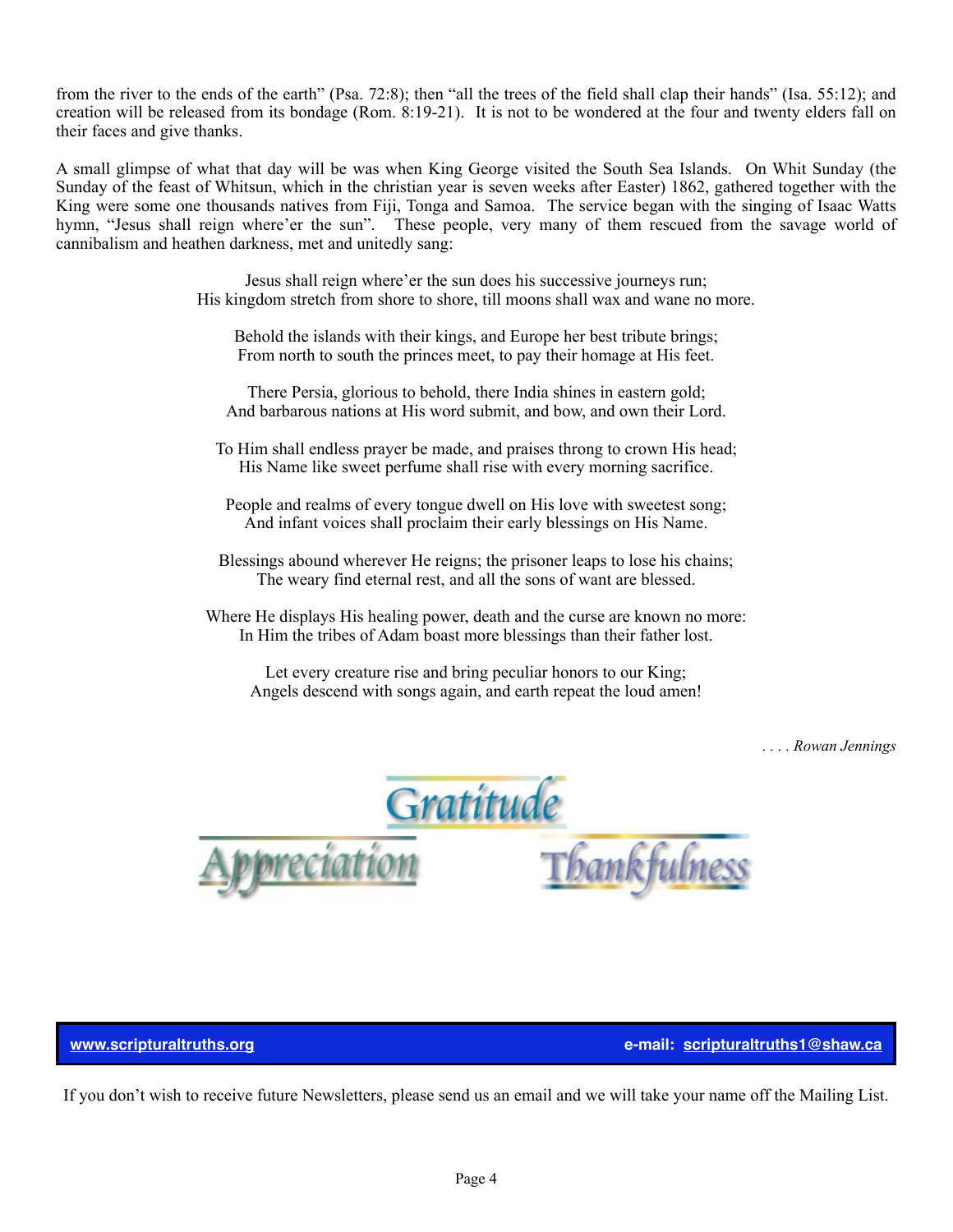from the river to the ends of the earth" (Psa. 72:8); then "all the trees of the field shall clap their hands" (Isa. 55:12); and creation will be released from its bondage (Rom. 8:19-21). It is not to be wondered at the four and twenty elders fall on their faces and give thanks.

A small glimpse of what that day will be was when King George visited the South Sea Islands. On Whit Sunday (the Sunday of the feast of Whitsun, which in the christian year is seven weeks after Easter) 1862, gathered together with the King were some one thousands natives from Fiji, Tonga and Samoa. The service began with the singing of Isaac Watts hymn, "Jesus shall reign where'er the sun". These people, very many of them rescued from the savage world of cannibalism and heathen darkness, met and unitedly sang:

Jesus shall reign where'er the sun does his successive journeys run;  
His kingdom stretch from shore to shore, till moons shall wax and wane no more.

Behold the islands with their kings, and Europe her best tribute brings;  
From north to south the princes meet, to pay their homage at His feet.

There Persia, glorious to behold, there India shines in eastern gold;  
And barbarous nations at His word submit, and bow, and own their Lord.

To Him shall endless prayer be made, and praises throng to crown His head;  
His Name like sweet perfume shall rise with every morning sacrifice.

People and realms of every tongue dwell on His love with sweetest song;  
And infant voices shall proclaim their early blessings on His Name.

Blessings abound wherever He reigns; the prisoner leaps to lose his chains;  
The weary find eternal rest, and all the sons of want are blessed.

Where He displays His healing power, death and the curse are known no more:  
In Him the tribes of Adam boast more blessings than their father lost.

Let every creature rise and bring peculiar honors to our King;  
Angels descend with songs again, and earth repeat the loud amen!

. . . . *Rowan Jennings*

Gratitude

Appreciation

Thankfulness

**www.scripturaltruths.org** **e-mail: scripturaltruths1@shaw.ca**

If you don't wish to receive future Newsletters, please send us an email and we will take your name off the Mailing List.